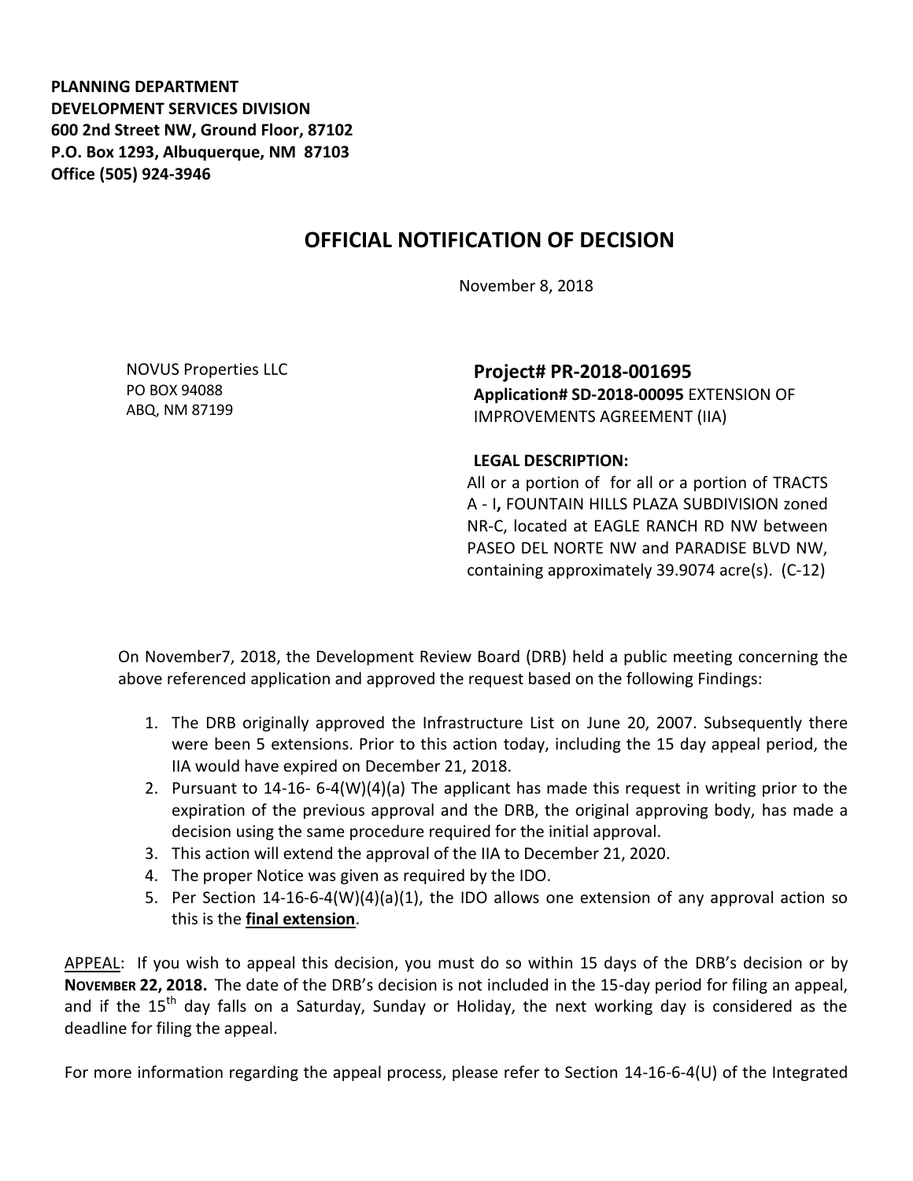**PLANNING DEPARTMENT**
**DEVELOPMENT SERVICES DIVISION**
**600 2nd Street NW, Ground Floor, 87102**
**P.O. Box 1293, Albuquerque, NM 87103**
**Office (505) 924-3946**

# OFFICIAL NOTIFICATION OF DECISION

November 8, 2018

NOVUS Properties LLC
PO BOX 94088
ABQ, NM 87199

**Project# PR-2018-001695**
**Application# SD-2018-00095** EXTENSION OF IMPROVEMENTS AGREEMENT (IIA)

**LEGAL DESCRIPTION:**
All or a portion of for all or a portion of TRACTS A - I**,** FOUNTAIN HILLS PLAZA SUBDIVISION zoned NR-C, located at EAGLE RANCH RD NW between PASEO DEL NORTE NW and PARADISE BLVD NW, containing approximately 39.9074 acre(s). (C-12)

On November7, 2018, the Development Review Board (DRB) held a public meeting concerning the above referenced application and approved the request based on the following Findings:

1. The DRB originally approved the Infrastructure List on June 20, 2007. Subsequently there were been 5 extensions. Prior to this action today, including the 15 day appeal period, the IIA would have expired on December 21, 2018.
2. Pursuant to 14-16- 6-4(W)(4)(a) The applicant has made this request in writing prior to the expiration of the previous approval and the DRB, the original approving body, has made a decision using the same procedure required for the initial approval.
3. This action will extend the approval of the IIA to December 21, 2020.
4. The proper Notice was given as required by the IDO.
5. Per Section 14-16-6-4(W)(4)(a)(1), the IDO allows one extension of any approval action so this is the **final extension**.

APPEAL: If you wish to appeal this decision, you must do so within 15 days of the DRB's decision or by **NOVEMBER 22, 2018.** The date of the DRB's decision is not included in the 15-day period for filing an appeal, and if the 15th day falls on a Saturday, Sunday or Holiday, the next working day is considered as the deadline for filing the appeal.

For more information regarding the appeal process, please refer to Section 14-16-6-4(U) of the Integrated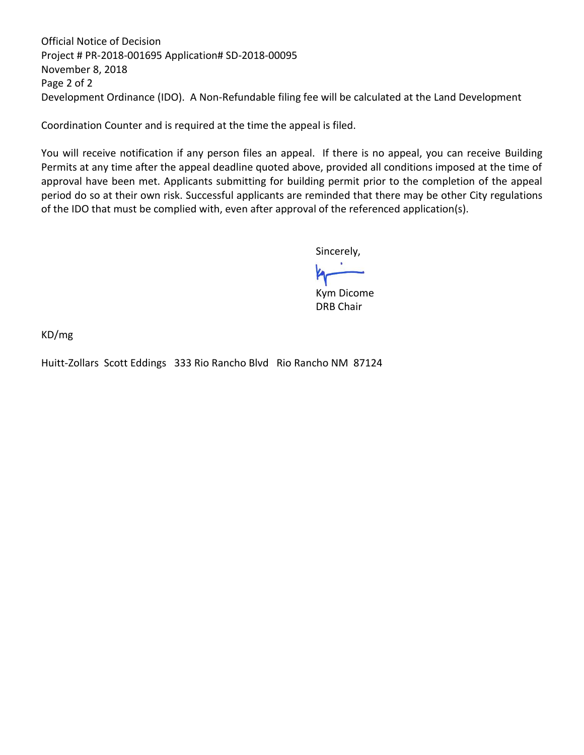Development Ordinance (IDO). A Non-Refundable filing fee will be calculated at the Land Development Coordination Counter and is required at the time the appeal is filed.

You will receive notification if any person files an appeal. If there is no appeal, you can receive Building Permits at any time after the appeal deadline quoted above, provided all conditions imposed at the time of approval have been met. Applicants submitting for building permit prior to the completion of the appeal period do so at their own risk. Successful applicants are reminded that there may be other City regulations of the IDO that must be complied with, even after approval of the referenced application(s).

Sincerely,

Kym Dicome
DRB Chair

KD/mg

Huitt-Zollars Scott Eddings 333 Rio Rancho Blvd Rio Rancho NM 87124